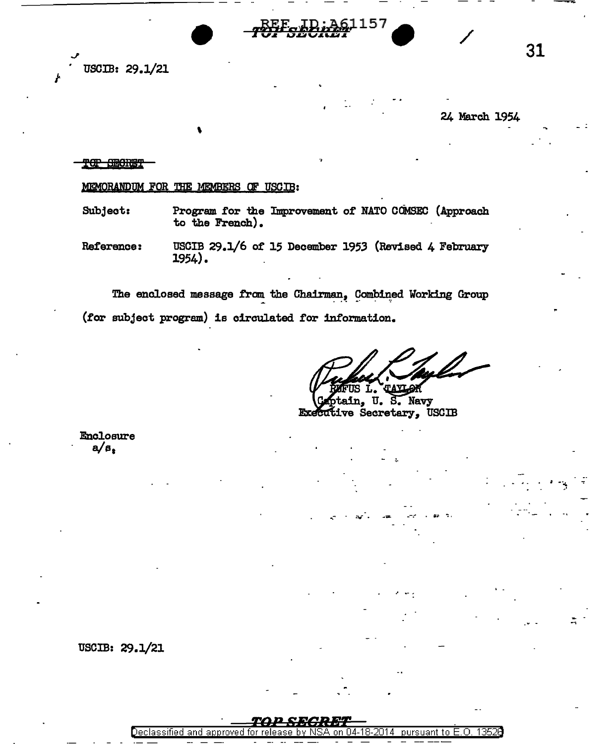REF ID:A61157

TOP SECRET

USCIB: 29.1/21

24 March 1954

~~TOP SECRET~~

MEMORANDUM FOR THE MEMBERS OF USCIB:

Subject: Program for the Improvement of NATO COMSEC (Approach to the French).

Reference: USCIB 29.1/6 of 15 December 1953 (Revised 4 February 1954).

The enclosed message from the Chairman, Combined Working Group (for subject program) is circulated for information.

RUFUS L. TAYLOR
Captain, U. S. Navy
Executive Secretary, USCIB

Enclosure
a/s.

USCIB: 29.1/21

TOP SECRET

Declassified and approved for release by NSA on 04-18-2014 pursuant to E.O. 13526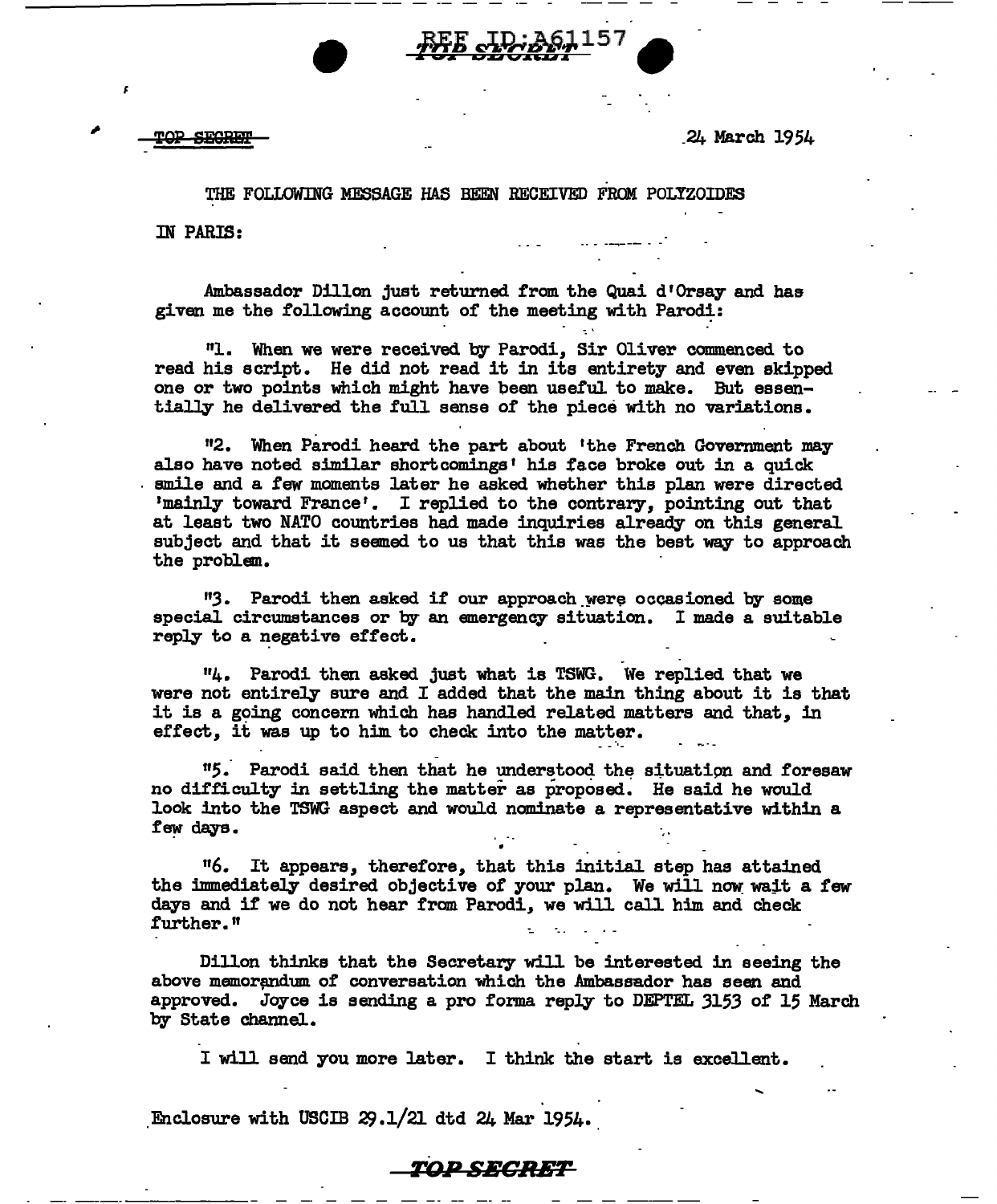TOP SECRET

24 March 1954

THE FOLLOWING MESSAGE HAS BEEN RECEIVED FROM POLYZOIDES

IN PARIS:

Ambassador Dillon just returned from the Quai d'Orsay and has given me the following account of the meeting with Parodi:

"1. When we were received by Parodi, Sir Oliver commenced to read his script. He did not read it in its entirety and even skipped one or two points which might have been useful to make. But essentially he delivered the full sense of the piece with no variations.

"2. When Parodi heard the part about 'the French Government may also have noted similar shortcomings' his face broke out in a quick smile and a few moments later he asked whether this plan were directed 'mainly toward France'. I replied to the contrary, pointing out that at least two NATO countries had made inquiries already on this general subject and that it seemed to us that this was the best way to approach the problem.

"3. Parodi then asked if our approach were occasioned by some special circumstances or by an emergency situation. I made a suitable reply to a negative effect.

"4. Parodi then asked just what is TSWG. We replied that we were not entirely sure and I added that the main thing about it is that it is a going concern which has handled related matters and that, in effect, it was up to him to check into the matter.

"5. Parodi said then that he understood the situation and foresaw no difficulty in settling the matter as proposed. He said he would look into the TSWG aspect and would nominate a representative within a few days.

"6. It appears, therefore, that this initial step has attained the immediately desired objective of your plan. We will now wait a few days and if we do not hear from Parodi, we will call him and check further."

Dillon thinks that the Secretary will be interested in seeing the above memorandum of conversation which the Ambassador has seen and approved. Joyce is sending a pro forma reply to DEPTEL 3153 of 15 March by State channel.

I will send you more later. I think the start is excellent.

Enclosure with USCIB 29.1/21 dtd 24 Mar 1954.

TOP SECRET